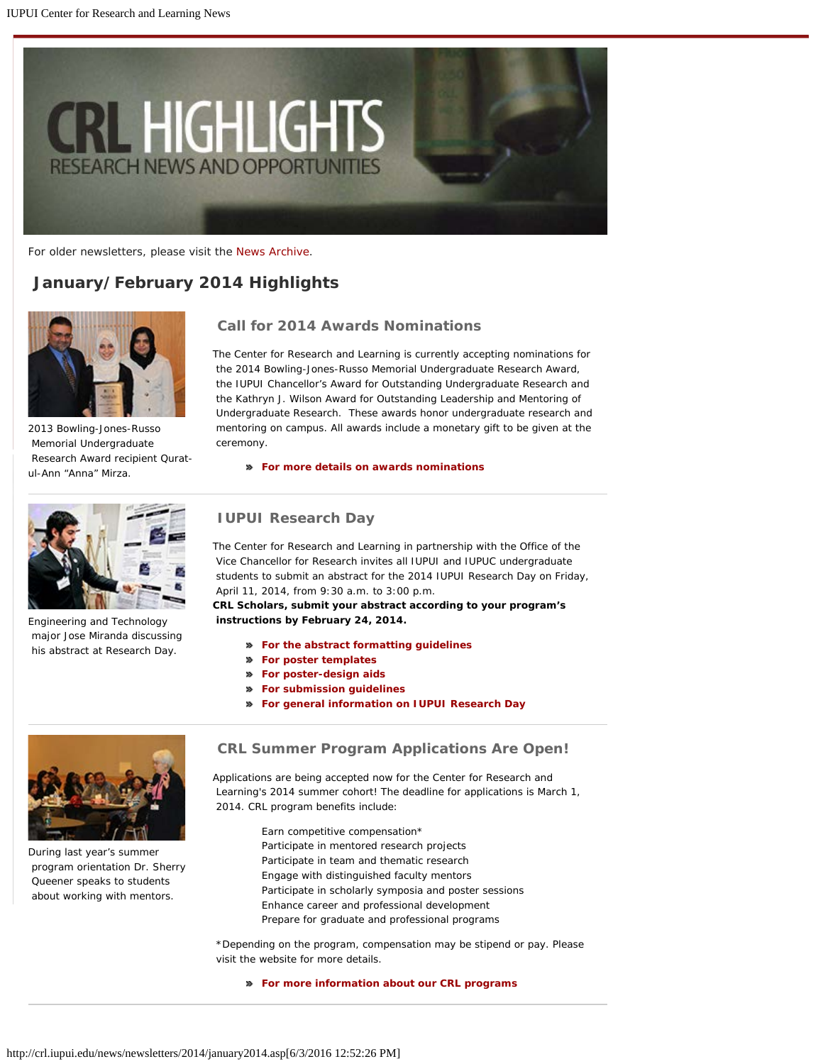For older newsletters, please visit the News Archive.

## January/February 2014 Highlights

2013 Bowling-Jones-Russo Memorial Undergraduate Research Award recipient Qurat-ul-Ann “Anna” Mirza.

### Call for 2014 Awards Nominations

The Center for Research and Learning is currently accepting nominations for the 2014 Bowling-Jones-Russo Memorial Undergraduate Research Award, the IUPUI Chancellor’s Award for Outstanding Undergraduate Research and the Kathryn J. Wilson Award for Outstanding Leadership and Mentoring of Undergraduate Research. These awards honor undergraduate research and mentoring on campus. All awards include a monetary gift to be given at the ceremony.

- **For more details on awards nominations**

---

Engineering and Technology major Jose Miranda discussing his abstract at Research Day.

### IUPUI Research Day

The Center for Research and Learning in partnership with the Office of the Vice Chancellor for Research invites all IUPUI and IUPUC undergraduate students to submit an abstract for the 2014 IUPUI Research Day on Friday, April 11, 2014, from 9:30 a.m. to 3:00 p.m.

**CRL Scholars, submit your abstract according to your program’s instructions by February 24, 2014.**

- **For the abstract formatting guidelines**
- **For poster templates**
- **For poster-design aids**
- **For submission guidelines**
- **For general information on IUPUI Research Day**

---

During last year’s summer program orientation Dr. Sherry Queener speaks to students about working with mentors.

### CRL Summer Program Applications Are Open!

Applications are being accepted now for the Center for Research and Learning's 2014 summer cohort! The deadline for applications is March 1, 2014. CRL program benefits include:

Earn competitive compensation*
Participate in mentored research projects
Participate in team and thematic research
Engage with distinguished faculty mentors
Participate in scholarly symposia and poster sessions
Enhance career and professional development
Prepare for graduate and professional programs

*Depending on the program, compensation may be stipend or pay. Please visit the website for more details.

- **For more information about our CRL programs**

---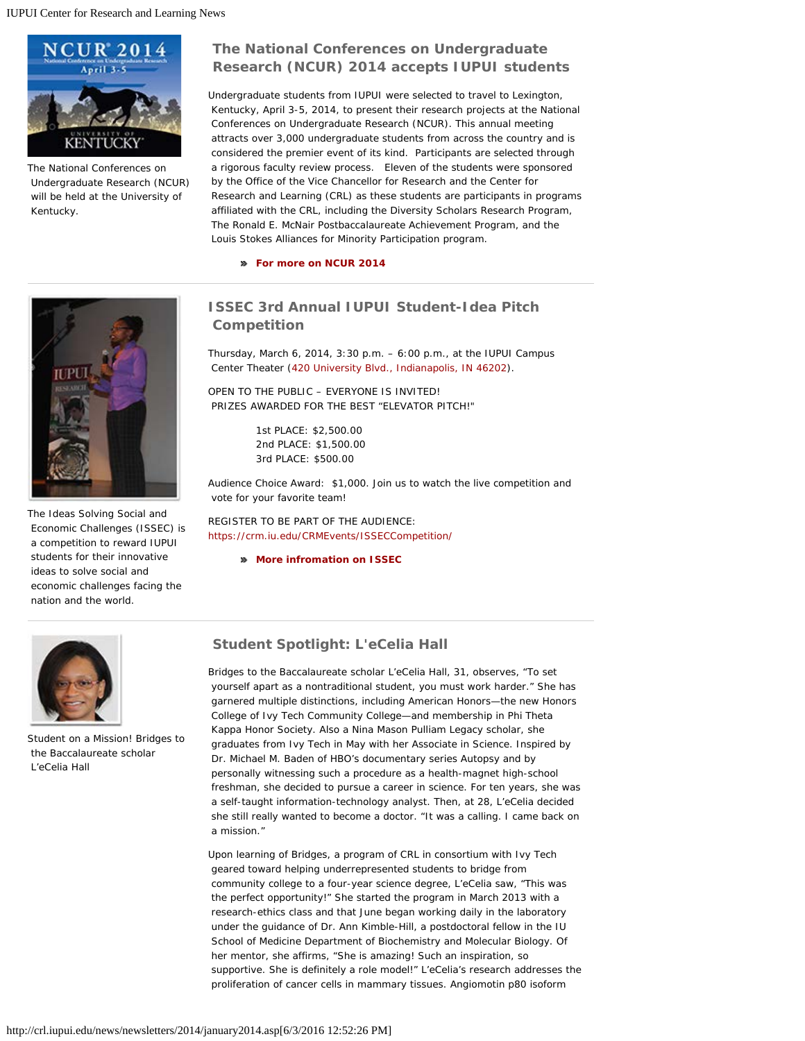## The National Conferences on Undergraduate Research (NCUR) 2014 accepts IUPUI students

The National Conferences on Undergraduate Research (NCUR) will be held at the University of Kentucky.

Undergraduate students from IUPUI were selected to travel to Lexington, Kentucky, April 3-5, 2014, to present their research projects at the National Conferences on Undergraduate Research (NCUR). This annual meeting attracts over 3,000 undergraduate students from across the country and is considered the premier event of its kind. Participants are selected through a rigorous faculty review process. Eleven of the students were sponsored by the Office of the Vice Chancellor for Research and the Center for Research and Learning (CRL) as these students are participants in programs affiliated with the CRL, including the Diversity Scholars Research Program, The Ronald E. McNair Postbaccalaureate Achievement Program, and the Louis Stokes Alliances for Minority Participation program.

» **For more on NCUR 2014**

---

## ISSEC 3rd Annual IUPUI Student-Idea Pitch Competition

The Ideas Solving Social and Economic Challenges (ISSEC) is a competition to reward IUPUI students for their innovative ideas to solve social and economic challenges facing the nation and the world.

Thursday, March 6, 2014, 3:30 p.m. – 6:00 p.m., at the IUPUI Campus Center Theater (420 University Blvd., Indianapolis, IN 46202).

OPEN TO THE PUBLIC – EVERYONE IS INVITED!
PRIZES AWARDED FOR THE BEST "ELEVATOR PITCH!"

1st PLACE: $2,500.00
2nd PLACE: $1,500.00
3rd PLACE: $500.00

Audience Choice Award: $1,000. Join us to watch the live competition and vote for your favorite team!

REGISTER TO BE PART OF THE AUDIENCE:
https://crm.iu.edu/CRMEvents/ISSECCompetition/

» **More infromation on ISSEC**

---

## Student Spotlight: L'eCelia Hall

Student on a Mission! Bridges to the Baccalaureate scholar L'eCelia Hall

Bridges to the Baccalaureate scholar L'eCelia Hall, 31, observes, "To set yourself apart as a nontraditional student, you must work harder." She has garnered multiple distinctions, including American Honors—the new Honors College of Ivy Tech Community College—and membership in Phi Theta Kappa Honor Society. Also a Nina Mason Pulliam Legacy scholar, she graduates from Ivy Tech in May with her Associate in Science. Inspired by Dr. Michael M. Baden of HBO's documentary series Autopsy and by personally witnessing such a procedure as a health-magnet high-school freshman, she decided to pursue a career in science. For ten years, she was a self-taught information-technology analyst. Then, at 28, L'eCelia decided she still really wanted to become a doctor. "It was a calling. I came back on a mission."

Upon learning of Bridges, a program of CRL in consortium with Ivy Tech geared toward helping underrepresented students to bridge from community college to a four-year science degree, L'eCelia saw, "This was the perfect opportunity!" She started the program in March 2013 with a research-ethics class and that June began working daily in the laboratory under the guidance of Dr. Ann Kimble-Hill, a postdoctoral fellow in the IU School of Medicine Department of Biochemistry and Molecular Biology. Of her mentor, she affirms, "She is amazing! Such an inspiration, so supportive. She is definitely a role model!" L'eCelia's research addresses the proliferation of cancer cells in mammary tissues. Angiomotin p80 isoform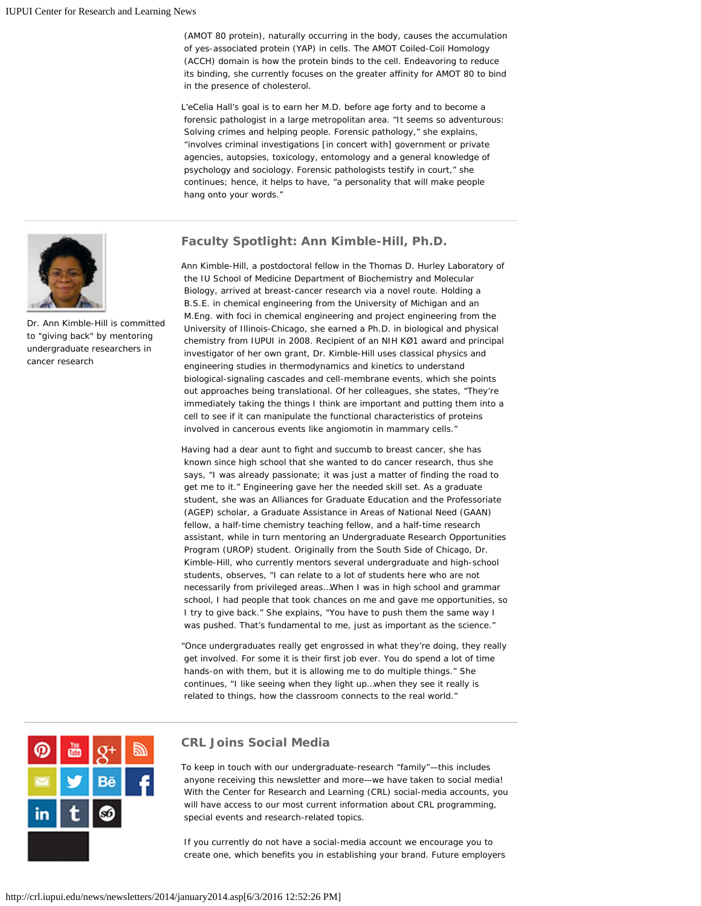(AMOT 80 protein), naturally occurring in the body, causes the accumulation of yes-associated protein (YAP) in cells. The AMOT Coiled-Coil Homology (ACCH) domain is how the protein binds to the cell. Endeavoring to reduce its binding, she currently focuses on the greater affinity for AMOT 80 to bind in the presence of cholesterol.

L'eCelia Hall's goal is to earn her M.D. before age forty and to become a forensic pathologist in a large metropolitan area. "It seems so adventurous: Solving crimes and helping people. Forensic pathology," she explains, "involves criminal investigations [in concert with] government or private agencies, autopsies, toxicology, entomology and a general knowledge of psychology and sociology. Forensic pathologists testify in court," she continues; hence, it helps to have, "a personality that will make people hang onto your words."

## Faculty Spotlight: Ann Kimble-Hill, Ph.D.

Dr. Ann Kimble-Hill is committed to "giving back" by mentoring undergraduate researchers in cancer research

Ann Kimble-Hill, a postdoctoral fellow in the Thomas D. Hurley Laboratory of the IU School of Medicine Department of Biochemistry and Molecular Biology, arrived at breast-cancer research via a novel route. Holding a B.S.E. in chemical engineering from the University of Michigan and an M.Eng. with foci in chemical engineering and project engineering from the University of Illinois-Chicago, she earned a Ph.D. in biological and physical chemistry from IUPUI in 2008. Recipient of an NIH KØ1 award and principal investigator of her own grant, Dr. Kimble-Hill uses classical physics and engineering studies in thermodynamics and kinetics to understand biological-signaling cascades and cell-membrane events, which she points out approaches being translational. Of her colleagues, she states, "They're immediately taking the things I think are important and putting them into a cell to see if it can manipulate the functional characteristics of proteins involved in cancerous events like angiomotin in mammary cells."

Having had a dear aunt to fight and succumb to breast cancer, she has known since high school that she wanted to do cancer research, thus she says, "I was already passionate; it was just a matter of finding the road to get me to it." Engineering gave her the needed skill set. As a graduate student, she was an Alliances for Graduate Education and the Professoriate (AGEP) scholar, a Graduate Assistance in Areas of National Need (GAAN) fellow, a half-time chemistry teaching fellow, and a half-time research assistant, while in turn mentoring an Undergraduate Research Opportunities Program (UROP) student. Originally from the South Side of Chicago, Dr. Kimble-Hill, who currently mentors several undergraduate and high-school students, observes, "I can relate to a lot of students here who are not necessarily from privileged areas...When I was in high school and grammar school, I had people that took chances on me and gave me opportunities, so I try to give back." She explains, "You have to push them the same way I was pushed. That's fundamental to me, just as important as the science."

"Once undergraduates really get engrossed in what they're doing, they really get involved. For some it is their first job ever. You do spend a lot of time hands-on with them, but it is allowing me to do multiple things." She continues, "I like seeing when they light up...when they see it really is related to things, how the classroom connects to the real world."

## CRL Joins Social Media

To keep in touch with our undergraduate-research "family"—this includes anyone receiving this newsletter and more—we have taken to social media! With the Center for Research and Learning (CRL) social-media accounts, you will have access to our most current information about CRL programming, special events and research-related topics.

If you currently do not have a social-media account we encourage you to create one, which benefits you in establishing your brand. Future employers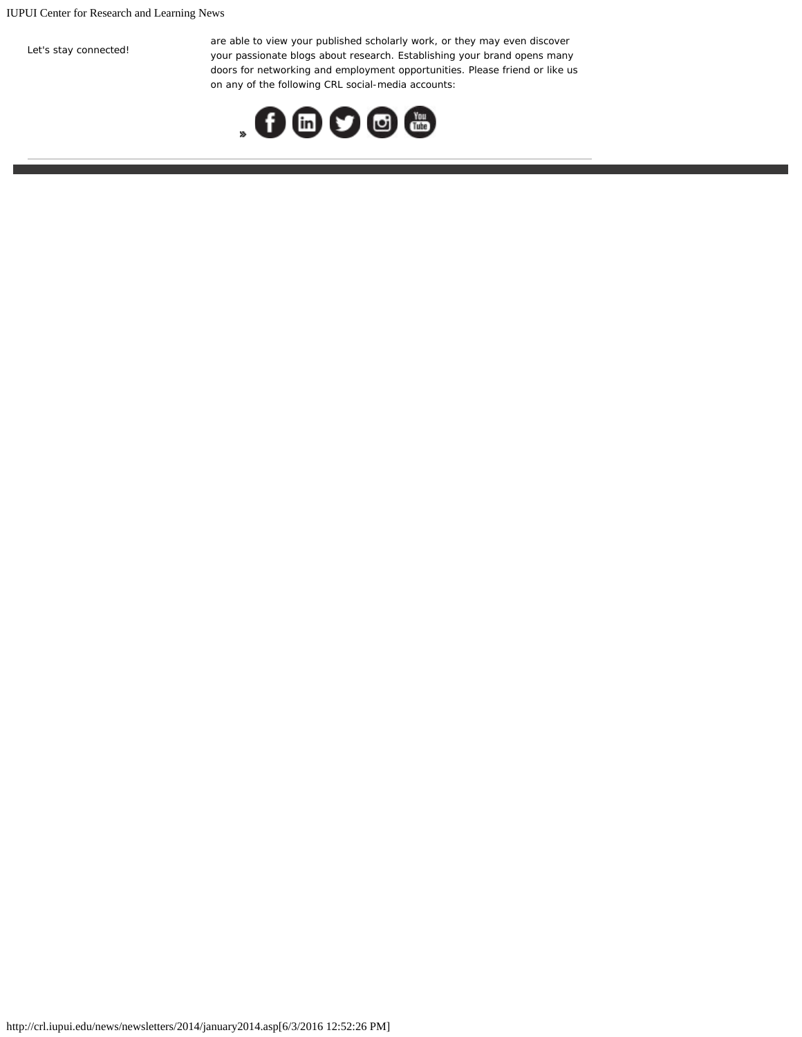Let's stay connected!

are able to view your published scholarly work, or they may even discover your passionate blogs about research. Establishing your brand opens many doors for networking and employment opportunities. Please friend or like us on any of the following CRL social-media accounts:

»